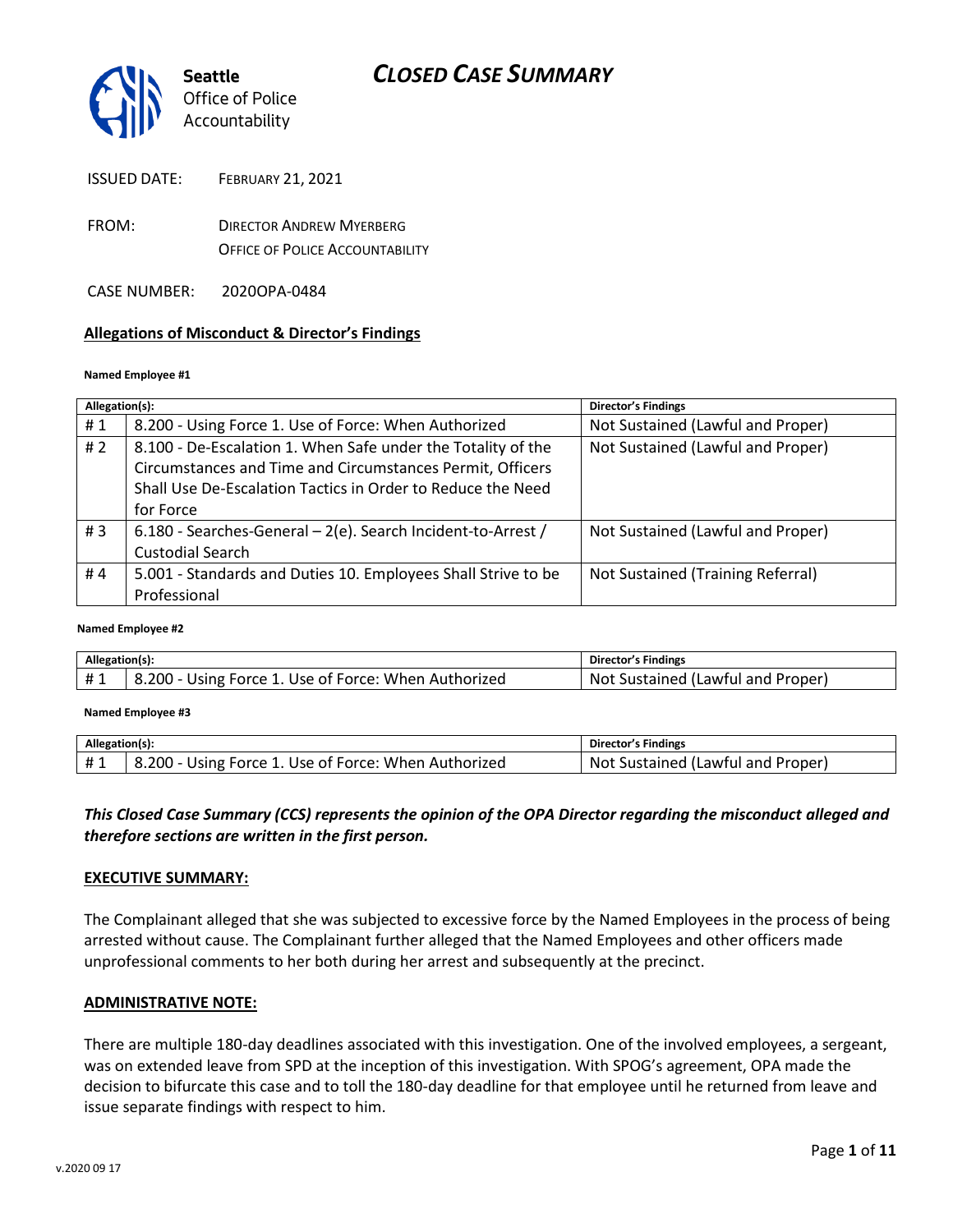# CLOSED CASE SUMMARY

Seattle Office of Police Accountability

ISSUED DATE: FEBRUARY 21, 2021

FROM: DIRECTOR ANDREW MYERBERG
OFFICE OF POLICE ACCOUNTABILITY

CASE NUMBER: 2020OPA-0484

## Allegations of Misconduct & Director's Findings

**Named Employee #1**

| Allegation(s): | | Director's Findings |
|---|---|---|
| # 1 | 8.200 - Using Force 1. Use of Force: When Authorized | Not Sustained (Lawful and Proper) |
| # 2 | 8.100 - De-Escalation 1. When Safe under the Totality of the Circumstances and Time and Circumstances Permit, Officers Shall Use De-Escalation Tactics in Order to Reduce the Need for Force | Not Sustained (Lawful and Proper) |
| # 3 | 6.180 - Searches-General – 2(e). Search Incident-to-Arrest / Custodial Search | Not Sustained (Lawful and Proper) |
| # 4 | 5.001 - Standards and Duties 10. Employees Shall Strive to be Professional | Not Sustained (Training Referral) |

**Named Employee #2**

| Allegation(s): | | Director's Findings |
|---|---|---|
| # 1 | 8.200 - Using Force 1. Use of Force: When Authorized | Not Sustained (Lawful and Proper) |

**Named Employee #3**

| Allegation(s): | | Director's Findings |
|---|---|---|
| # 1 | 8.200 - Using Force 1. Use of Force: When Authorized | Not Sustained (Lawful and Proper) |

***This Closed Case Summary (CCS) represents the opinion of the OPA Director regarding the misconduct alleged and therefore sections are written in the first person.***

**EXECUTIVE SUMMARY:**

The Complainant alleged that she was subjected to excessive force by the Named Employees in the process of being arrested without cause. The Complainant further alleged that the Named Employees and other officers made unprofessional comments to her both during her arrest and subsequently at the precinct.

**ADMINISTRATIVE NOTE:**

There are multiple 180-day deadlines associated with this investigation. One of the involved employees, a sergeant, was on extended leave from SPD at the inception of this investigation. With SPOG's agreement, OPA made the decision to bifurcate this case and to toll the 180-day deadline for that employee until he returned from leave and issue separate findings with respect to him.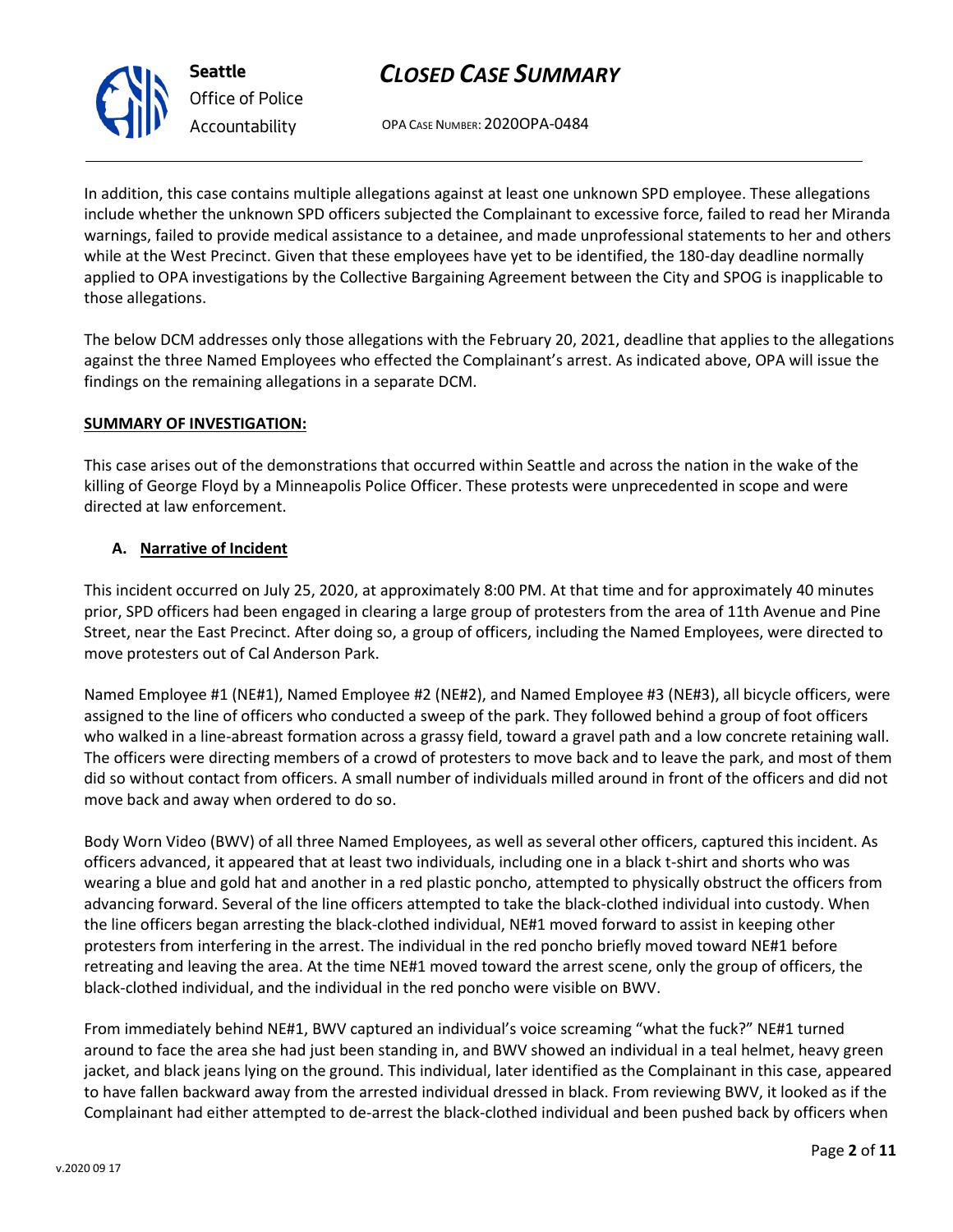In addition, this case contains multiple allegations against at least one unknown SPD employee. These allegations include whether the unknown SPD officers subjected the Complainant to excessive force, failed to read her Miranda warnings, failed to provide medical assistance to a detainee, and made unprofessional statements to her and others while at the West Precinct. Given that these employees have yet to be identified, the 180-day deadline normally applied to OPA investigations by the Collective Bargaining Agreement between the City and SPOG is inapplicable to those allegations.

The below DCM addresses only those allegations with the February 20, 2021, deadline that applies to the allegations against the three Named Employees who effected the Complainant's arrest. As indicated above, OPA will issue the findings on the remaining allegations in a separate DCM.

**SUMMARY OF INVESTIGATION:**

This case arises out of the demonstrations that occurred within Seattle and across the nation in the wake of the killing of George Floyd by a Minneapolis Police Officer. These protests were unprecedented in scope and were directed at law enforcement.

**A. Narrative of Incident**

This incident occurred on July 25, 2020, at approximately 8:00 PM. At that time and for approximately 40 minutes prior, SPD officers had been engaged in clearing a large group of protesters from the area of 11th Avenue and Pine Street, near the East Precinct. After doing so, a group of officers, including the Named Employees, were directed to move protesters out of Cal Anderson Park.

Named Employee #1 (NE#1), Named Employee #2 (NE#2), and Named Employee #3 (NE#3), all bicycle officers, were assigned to the line of officers who conducted a sweep of the park. They followed behind a group of foot officers who walked in a line-abreast formation across a grassy field, toward a gravel path and a low concrete retaining wall. The officers were directing members of a crowd of protesters to move back and to leave the park, and most of them did so without contact from officers. A small number of individuals milled around in front of the officers and did not move back and away when ordered to do so.

Body Worn Video (BWV) of all three Named Employees, as well as several other officers, captured this incident. As officers advanced, it appeared that at least two individuals, including one in a black t-shirt and shorts who was wearing a blue and gold hat and another in a red plastic poncho, attempted to physically obstruct the officers from advancing forward. Several of the line officers attempted to take the black-clothed individual into custody. When the line officers began arresting the black-clothed individual, NE#1 moved forward to assist in keeping other protesters from interfering in the arrest. The individual in the red poncho briefly moved toward NE#1 before retreating and leaving the area. At the time NE#1 moved toward the arrest scene, only the group of officers, the black-clothed individual, and the individual in the red poncho were visible on BWV.

From immediately behind NE#1, BWV captured an individual's voice screaming "what the fuck?" NE#1 turned around to face the area she had just been standing in, and BWV showed an individual in a teal helmet, heavy green jacket, and black jeans lying on the ground. This individual, later identified as the Complainant in this case, appeared to have fallen backward away from the arrested individual dressed in black. From reviewing BWV, it looked as if the Complainant had either attempted to de-arrest the black-clothed individual and been pushed back by officers when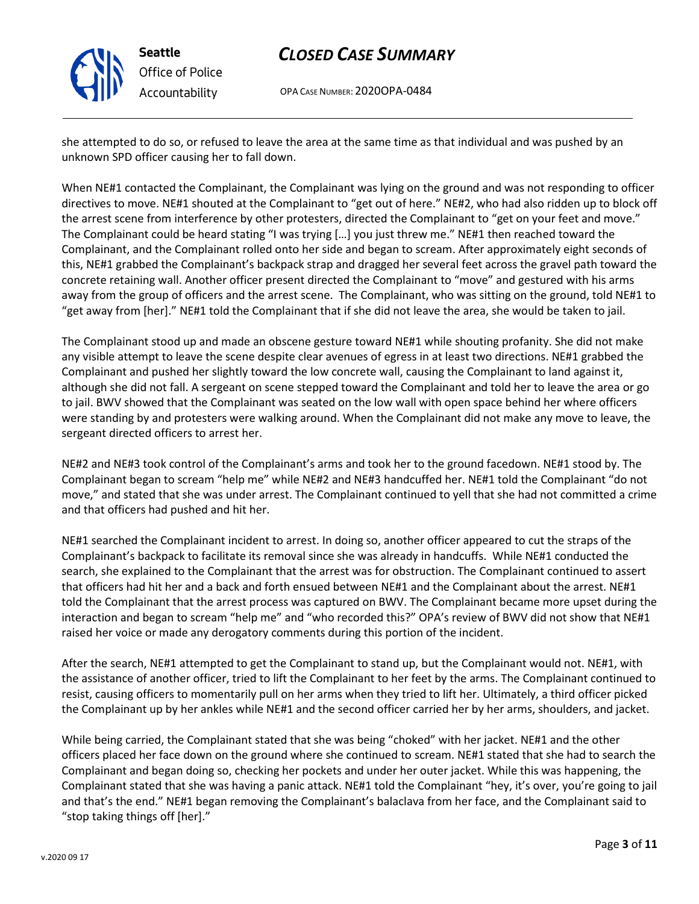she attempted to do so, or refused to leave the area at the same time as that individual and was pushed by an unknown SPD officer causing her to fall down.

When NE#1 contacted the Complainant, the Complainant was lying on the ground and was not responding to officer directives to move. NE#1 shouted at the Complainant to "get out of here." NE#2, who had also ridden up to block off the arrest scene from interference by other protesters, directed the Complainant to "get on your feet and move." The Complainant could be heard stating "I was trying […] you just threw me." NE#1 then reached toward the Complainant, and the Complainant rolled onto her side and began to scream. After approximately eight seconds of this, NE#1 grabbed the Complainant's backpack strap and dragged her several feet across the gravel path toward the concrete retaining wall. Another officer present directed the Complainant to "move" and gestured with his arms away from the group of officers and the arrest scene. The Complainant, who was sitting on the ground, told NE#1 to "get away from [her]." NE#1 told the Complainant that if she did not leave the area, she would be taken to jail.

The Complainant stood up and made an obscene gesture toward NE#1 while shouting profanity. She did not make any visible attempt to leave the scene despite clear avenues of egress in at least two directions. NE#1 grabbed the Complainant and pushed her slightly toward the low concrete wall, causing the Complainant to land against it, although she did not fall. A sergeant on scene stepped toward the Complainant and told her to leave the area or go to jail. BWV showed that the Complainant was seated on the low wall with open space behind her where officers were standing by and protesters were walking around. When the Complainant did not make any move to leave, the sergeant directed officers to arrest her.

NE#2 and NE#3 took control of the Complainant's arms and took her to the ground facedown. NE#1 stood by. The Complainant began to scream "help me" while NE#2 and NE#3 handcuffed her. NE#1 told the Complainant "do not move," and stated that she was under arrest. The Complainant continued to yell that she had not committed a crime and that officers had pushed and hit her.

NE#1 searched the Complainant incident to arrest. In doing so, another officer appeared to cut the straps of the Complainant's backpack to facilitate its removal since she was already in handcuffs. While NE#1 conducted the search, she explained to the Complainant that the arrest was for obstruction. The Complainant continued to assert that officers had hit her and a back and forth ensued between NE#1 and the Complainant about the arrest. NE#1 told the Complainant that the arrest process was captured on BWV. The Complainant became more upset during the interaction and began to scream "help me" and "who recorded this?" OPA's review of BWV did not show that NE#1 raised her voice or made any derogatory comments during this portion of the incident.

After the search, NE#1 attempted to get the Complainant to stand up, but the Complainant would not. NE#1, with the assistance of another officer, tried to lift the Complainant to her feet by the arms. The Complainant continued to resist, causing officers to momentarily pull on her arms when they tried to lift her. Ultimately, a third officer picked the Complainant up by her ankles while NE#1 and the second officer carried her by her arms, shoulders, and jacket.

While being carried, the Complainant stated that she was being "choked" with her jacket. NE#1 and the other officers placed her face down on the ground where she continued to scream. NE#1 stated that she had to search the Complainant and began doing so, checking her pockets and under her outer jacket. While this was happening, the Complainant stated that she was having a panic attack. NE#1 told the Complainant "hey, it's over, you're going to jail and that's the end." NE#1 began removing the Complainant's balaclava from her face, and the Complainant said to "stop taking things off [her]."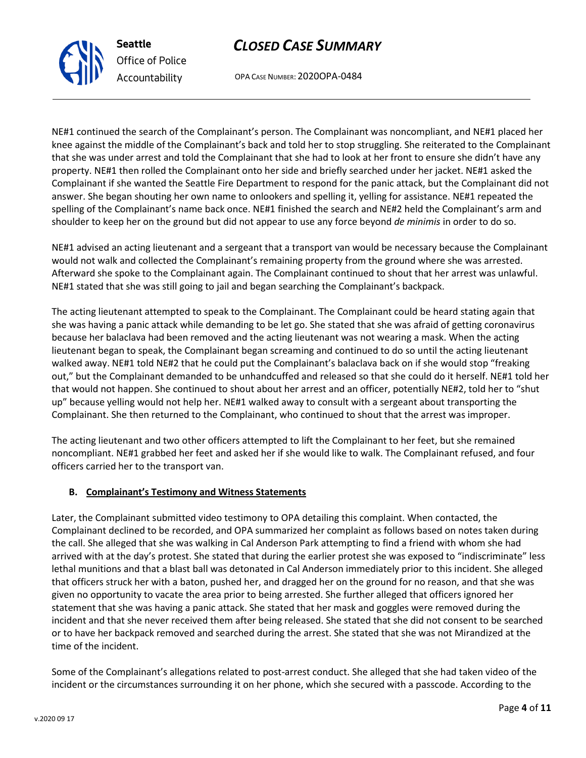NE#1 continued the search of the Complainant's person. The Complainant was noncompliant, and NE#1 placed her knee against the middle of the Complainant's back and told her to stop struggling. She reiterated to the Complainant that she was under arrest and told the Complainant that she had to look at her front to ensure she didn't have any property. NE#1 then rolled the Complainant onto her side and briefly searched under her jacket. NE#1 asked the Complainant if she wanted the Seattle Fire Department to respond for the panic attack, but the Complainant did not answer. She began shouting her own name to onlookers and spelling it, yelling for assistance. NE#1 repeated the spelling of the Complainant's name back once. NE#1 finished the search and NE#2 held the Complainant's arm and shoulder to keep her on the ground but did not appear to use any force beyond *de minimis* in order to do so.

NE#1 advised an acting lieutenant and a sergeant that a transport van would be necessary because the Complainant would not walk and collected the Complainant's remaining property from the ground where she was arrested. Afterward she spoke to the Complainant again. The Complainant continued to shout that her arrest was unlawful. NE#1 stated that she was still going to jail and began searching the Complainant's backpack.

The acting lieutenant attempted to speak to the Complainant. The Complainant could be heard stating again that she was having a panic attack while demanding to be let go. She stated that she was afraid of getting coronavirus because her balaclava had been removed and the acting lieutenant was not wearing a mask. When the acting lieutenant began to speak, the Complainant began screaming and continued to do so until the acting lieutenant walked away. NE#1 told NE#2 that he could put the Complainant's balaclava back on if she would stop "freaking out," but the Complainant demanded to be unhandcuffed and released so that she could do it herself. NE#1 told her that would not happen. She continued to shout about her arrest and an officer, potentially NE#2, told her to "shut up" because yelling would not help her. NE#1 walked away to consult with a sergeant about transporting the Complainant. She then returned to the Complainant, who continued to shout that the arrest was improper.

The acting lieutenant and two other officers attempted to lift the Complainant to her feet, but she remained noncompliant. NE#1 grabbed her feet and asked her if she would like to walk. The Complainant refused, and four officers carried her to the transport van.

### B. Complainant's Testimony and Witness Statements

Later, the Complainant submitted video testimony to OPA detailing this complaint. When contacted, the Complainant declined to be recorded, and OPA summarized her complaint as follows based on notes taken during the call. She alleged that she was walking in Cal Anderson Park attempting to find a friend with whom she had arrived with at the day's protest. She stated that during the earlier protest she was exposed to "indiscriminate" less lethal munitions and that a blast ball was detonated in Cal Anderson immediately prior to this incident. She alleged that officers struck her with a baton, pushed her, and dragged her on the ground for no reason, and that she was given no opportunity to vacate the area prior to being arrested. She further alleged that officers ignored her statement that she was having a panic attack. She stated that her mask and goggles were removed during the incident and that she never received them after being released. She stated that she did not consent to be searched or to have her backpack removed and searched during the arrest. She stated that she was not Mirandized at the time of the incident.

Some of the Complainant's allegations related to post-arrest conduct. She alleged that she had taken video of the incident or the circumstances surrounding it on her phone, which she secured with a passcode. According to the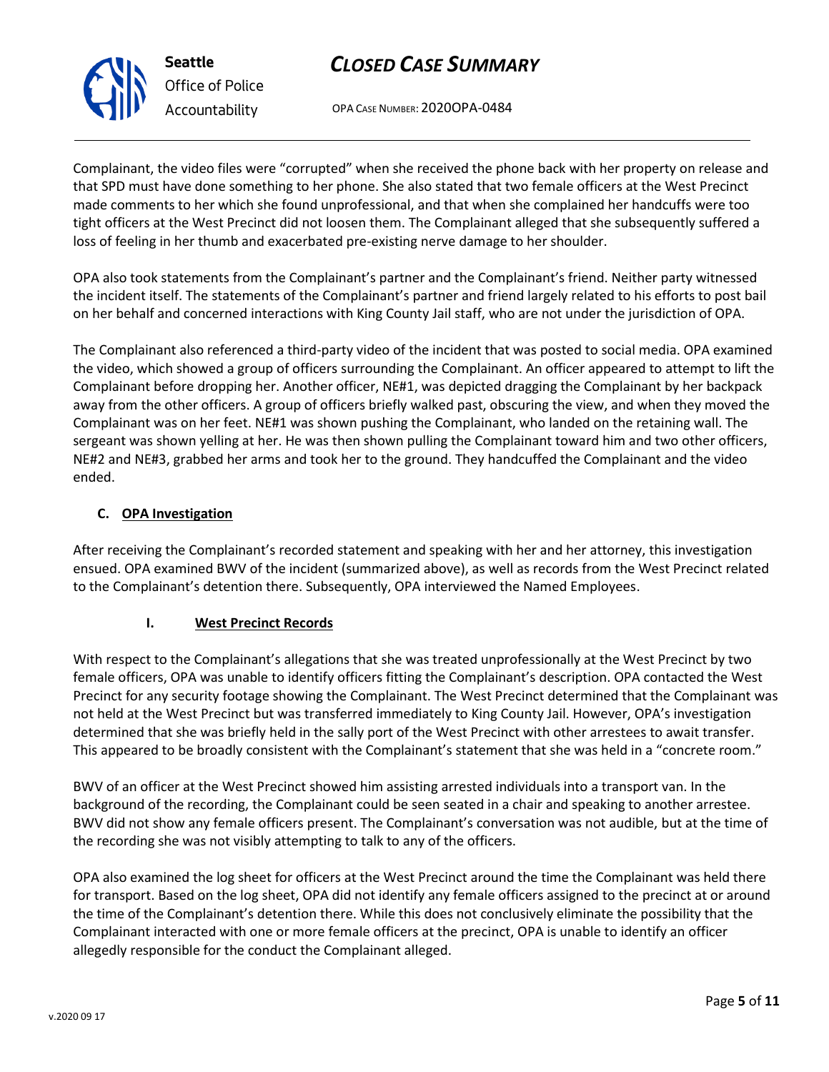Complainant, the video files were "corrupted" when she received the phone back with her property on release and that SPD must have done something to her phone. She also stated that two female officers at the West Precinct made comments to her which she found unprofessional, and that when she complained her handcuffs were too tight officers at the West Precinct did not loosen them. The Complainant alleged that she subsequently suffered a loss of feeling in her thumb and exacerbated pre-existing nerve damage to her shoulder.

OPA also took statements from the Complainant's partner and the Complainant's friend. Neither party witnessed the incident itself. The statements of the Complainant's partner and friend largely related to his efforts to post bail on her behalf and concerned interactions with King County Jail staff, who are not under the jurisdiction of OPA.

The Complainant also referenced a third-party video of the incident that was posted to social media. OPA examined the video, which showed a group of officers surrounding the Complainant. An officer appeared to attempt to lift the Complainant before dropping her. Another officer, NE#1, was depicted dragging the Complainant by her backpack away from the other officers. A group of officers briefly walked past, obscuring the view, and when they moved the Complainant was on her feet. NE#1 was shown pushing the Complainant, who landed on the retaining wall. The sergeant was shown yelling at her. He was then shown pulling the Complainant toward him and two other officers, NE#2 and NE#3, grabbed her arms and took her to the ground. They handcuffed the Complainant and the video ended.

### C. OPA Investigation

After receiving the Complainant's recorded statement and speaking with her and her attorney, this investigation ensued. OPA examined BWV of the incident (summarized above), as well as records from the West Precinct related to the Complainant's detention there. Subsequently, OPA interviewed the Named Employees.

#### I. West Precinct Records

With respect to the Complainant's allegations that she was treated unprofessionally at the West Precinct by two female officers, OPA was unable to identify officers fitting the Complainant's description. OPA contacted the West Precinct for any security footage showing the Complainant. The West Precinct determined that the Complainant was not held at the West Precinct but was transferred immediately to King County Jail. However, OPA's investigation determined that she was briefly held in the sally port of the West Precinct with other arrestees to await transfer. This appeared to be broadly consistent with the Complainant's statement that she was held in a "concrete room."

BWV of an officer at the West Precinct showed him assisting arrested individuals into a transport van. In the background of the recording, the Complainant could be seen seated in a chair and speaking to another arrestee. BWV did not show any female officers present. The Complainant's conversation was not audible, but at the time of the recording she was not visibly attempting to talk to any of the officers.

OPA also examined the log sheet for officers at the West Precinct around the time the Complainant was held there for transport. Based on the log sheet, OPA did not identify any female officers assigned to the precinct at or around the time of the Complainant's detention there. While this does not conclusively eliminate the possibility that the Complainant interacted with one or more female officers at the precinct, OPA is unable to identify an officer allegedly responsible for the conduct the Complainant alleged.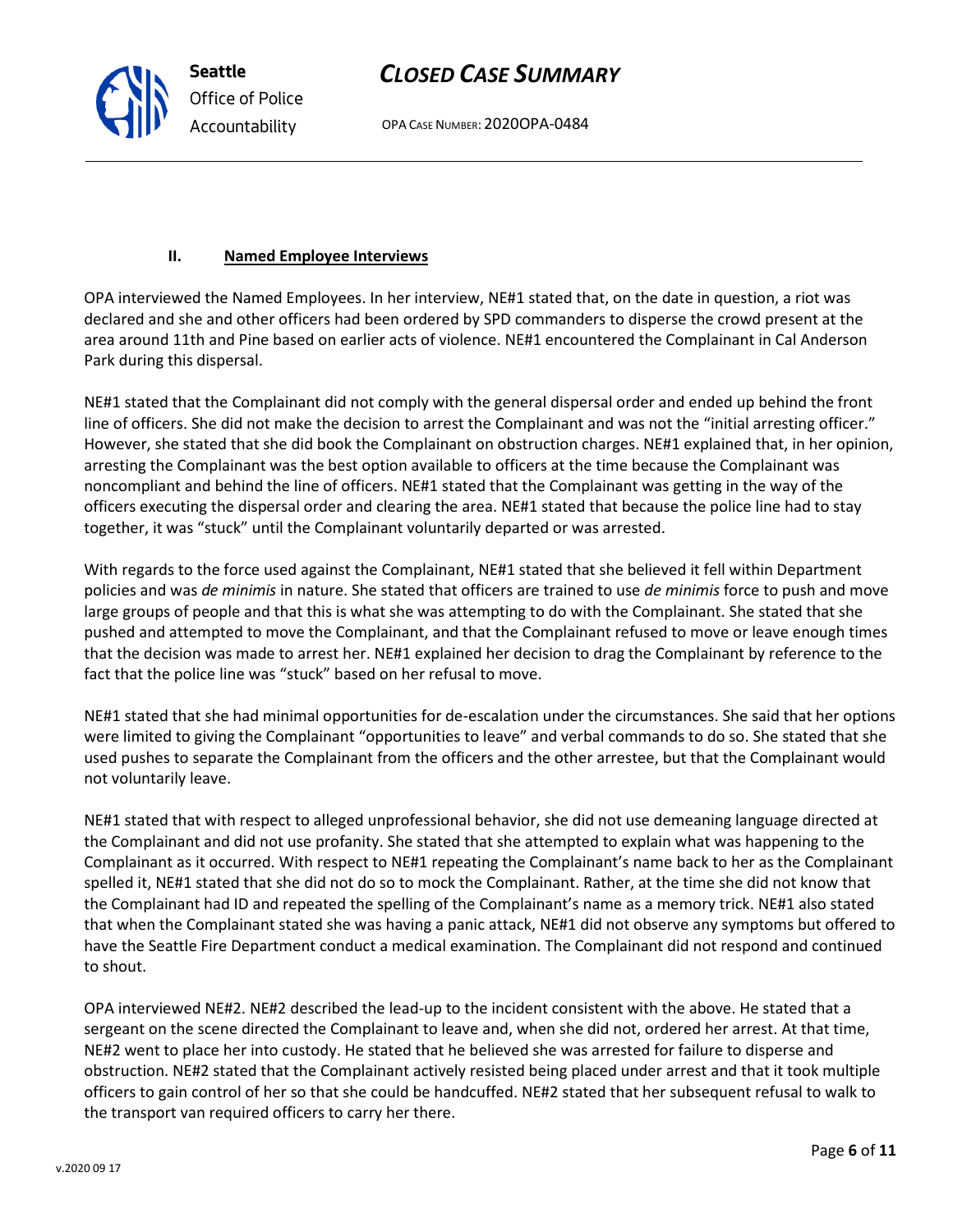### II. Named Employee Interviews

OPA interviewed the Named Employees. In her interview, NE#1 stated that, on the date in question, a riot was declared and she and other officers had been ordered by SPD commanders to disperse the crowd present at the area around 11th and Pine based on earlier acts of violence. NE#1 encountered the Complainant in Cal Anderson Park during this dispersal.

NE#1 stated that the Complainant did not comply with the general dispersal order and ended up behind the front line of officers. She did not make the decision to arrest the Complainant and was not the "initial arresting officer." However, she stated that she did book the Complainant on obstruction charges. NE#1 explained that, in her opinion, arresting the Complainant was the best option available to officers at the time because the Complainant was noncompliant and behind the line of officers. NE#1 stated that the Complainant was getting in the way of the officers executing the dispersal order and clearing the area. NE#1 stated that because the police line had to stay together, it was "stuck" until the Complainant voluntarily departed or was arrested.

With regards to the force used against the Complainant, NE#1 stated that she believed it fell within Department policies and was *de minimis* in nature. She stated that officers are trained to use *de minimis* force to push and move large groups of people and that this is what she was attempting to do with the Complainant. She stated that she pushed and attempted to move the Complainant, and that the Complainant refused to move or leave enough times that the decision was made to arrest her. NE#1 explained her decision to drag the Complainant by reference to the fact that the police line was "stuck" based on her refusal to move.

NE#1 stated that she had minimal opportunities for de-escalation under the circumstances. She said that her options were limited to giving the Complainant "opportunities to leave" and verbal commands to do so. She stated that she used pushes to separate the Complainant from the officers and the other arrestee, but that the Complainant would not voluntarily leave.

NE#1 stated that with respect to alleged unprofessional behavior, she did not use demeaning language directed at the Complainant and did not use profanity. She stated that she attempted to explain what was happening to the Complainant as it occurred. With respect to NE#1 repeating the Complainant's name back to her as the Complainant spelled it, NE#1 stated that she did not do so to mock the Complainant. Rather, at the time she did not know that the Complainant had ID and repeated the spelling of the Complainant's name as a memory trick. NE#1 also stated that when the Complainant stated she was having a panic attack, NE#1 did not observe any symptoms but offered to have the Seattle Fire Department conduct a medical examination. The Complainant did not respond and continued to shout.

OPA interviewed NE#2. NE#2 described the lead-up to the incident consistent with the above. He stated that a sergeant on the scene directed the Complainant to leave and, when she did not, ordered her arrest. At that time, NE#2 went to place her into custody. He stated that he believed she was arrested for failure to disperse and obstruction. NE#2 stated that the Complainant actively resisted being placed under arrest and that it took multiple officers to gain control of her so that she could be handcuffed. NE#2 stated that her subsequent refusal to walk to the transport van required officers to carry her there.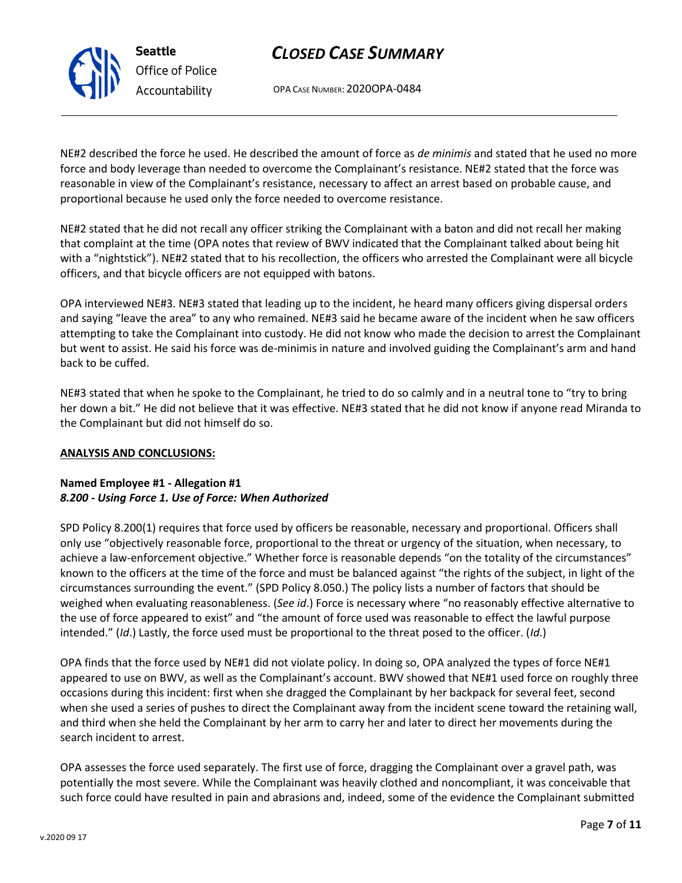NE#2 described the force he used. He described the amount of force as *de minimis* and stated that he used no more force and body leverage than needed to overcome the Complainant's resistance. NE#2 stated that the force was reasonable in view of the Complainant's resistance, necessary to affect an arrest based on probable cause, and proportional because he used only the force needed to overcome resistance.

NE#2 stated that he did not recall any officer striking the Complainant with a baton and did not recall her making that complaint at the time (OPA notes that review of BWV indicated that the Complainant talked about being hit with a "nightstick"). NE#2 stated that to his recollection, the officers who arrested the Complainant were all bicycle officers, and that bicycle officers are not equipped with batons.

OPA interviewed NE#3. NE#3 stated that leading up to the incident, he heard many officers giving dispersal orders and saying "leave the area" to any who remained. NE#3 said he became aware of the incident when he saw officers attempting to take the Complainant into custody. He did not know who made the decision to arrest the Complainant but went to assist. He said his force was de-minimis in nature and involved guiding the Complainant's arm and hand back to be cuffed.

NE#3 stated that when he spoke to the Complainant, he tried to do so calmly and in a neutral tone to "try to bring her down a bit." He did not believe that it was effective. NE#3 stated that he did not know if anyone read Miranda to the Complainant but did not himself do so.

**ANALYSIS AND CONCLUSIONS:**

**Named Employee #1 - Allegation #1**
***8.200 - Using Force 1. Use of Force: When Authorized***

SPD Policy 8.200(1) requires that force used by officers be reasonable, necessary and proportional. Officers shall only use "objectively reasonable force, proportional to the threat or urgency of the situation, when necessary, to achieve a law-enforcement objective." Whether force is reasonable depends "on the totality of the circumstances" known to the officers at the time of the force and must be balanced against "the rights of the subject, in light of the circumstances surrounding the event." (SPD Policy 8.050.) The policy lists a number of factors that should be weighed when evaluating reasonableness. (*See id*.) Force is necessary where "no reasonably effective alternative to the use of force appeared to exist" and "the amount of force used was reasonable to effect the lawful purpose intended." (*Id*.) Lastly, the force used must be proportional to the threat posed to the officer. (*Id*.)

OPA finds that the force used by NE#1 did not violate policy. In doing so, OPA analyzed the types of force NE#1 appeared to use on BWV, as well as the Complainant's account. BWV showed that NE#1 used force on roughly three occasions during this incident: first when she dragged the Complainant by her backpack for several feet, second when she used a series of pushes to direct the Complainant away from the incident scene toward the retaining wall, and third when she held the Complainant by her arm to carry her and later to direct her movements during the search incident to arrest.

OPA assesses the force used separately. The first use of force, dragging the Complainant over a gravel path, was potentially the most severe. While the Complainant was heavily clothed and noncompliant, it was conceivable that such force could have resulted in pain and abrasions and, indeed, some of the evidence the Complainant submitted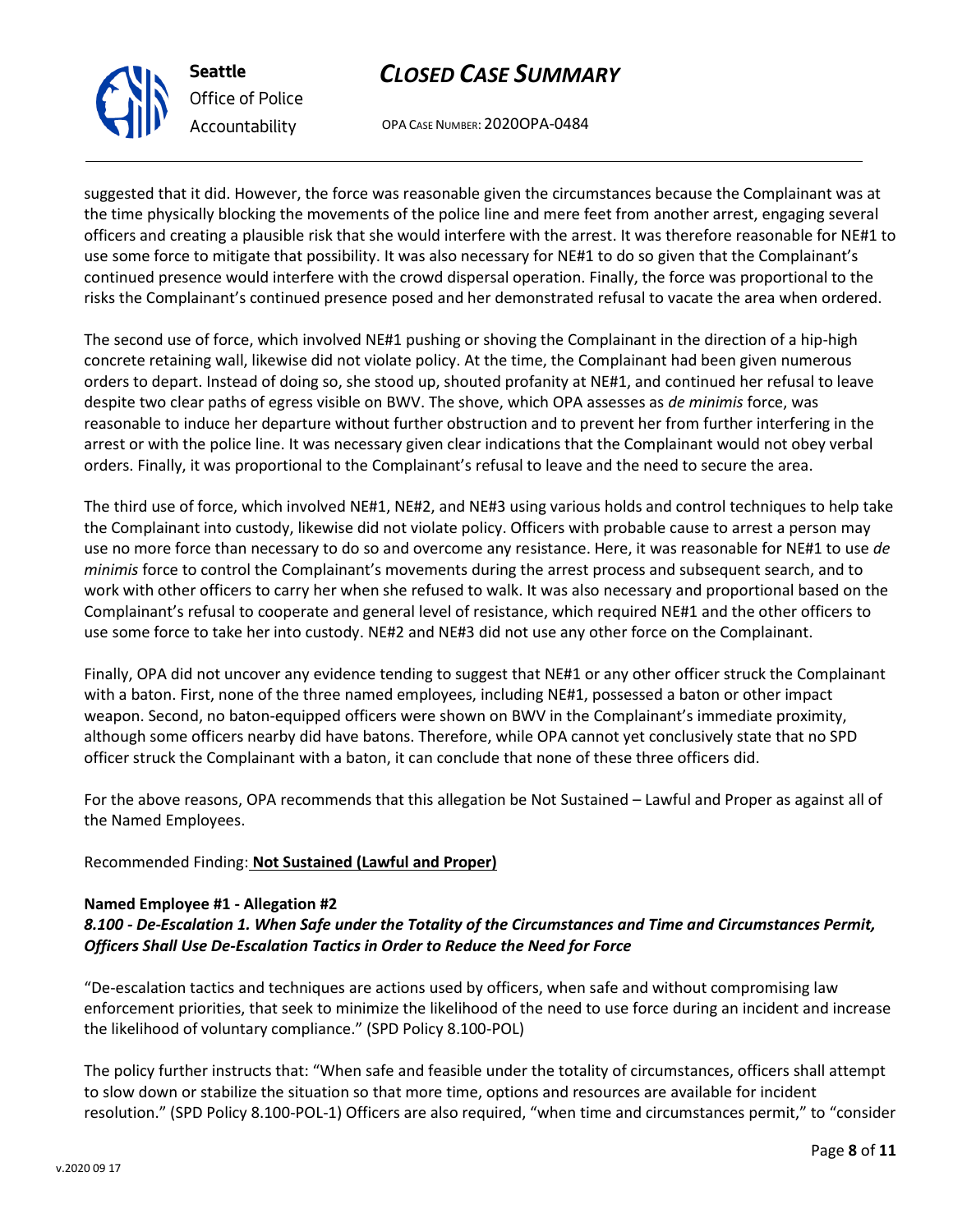suggested that it did. However, the force was reasonable given the circumstances because the Complainant was at the time physically blocking the movements of the police line and mere feet from another arrest, engaging several officers and creating a plausible risk that she would interfere with the arrest. It was therefore reasonable for NE#1 to use some force to mitigate that possibility. It was also necessary for NE#1 to do so given that the Complainant's continued presence would interfere with the crowd dispersal operation. Finally, the force was proportional to the risks the Complainant's continued presence posed and her demonstrated refusal to vacate the area when ordered.

The second use of force, which involved NE#1 pushing or shoving the Complainant in the direction of a hip-high concrete retaining wall, likewise did not violate policy. At the time, the Complainant had been given numerous orders to depart. Instead of doing so, she stood up, shouted profanity at NE#1, and continued her refusal to leave despite two clear paths of egress visible on BWV. The shove, which OPA assesses as *de minimis* force, was reasonable to induce her departure without further obstruction and to prevent her from further interfering in the arrest or with the police line. It was necessary given clear indications that the Complainant would not obey verbal orders. Finally, it was proportional to the Complainant's refusal to leave and the need to secure the area.

The third use of force, which involved NE#1, NE#2, and NE#3 using various holds and control techniques to help take the Complainant into custody, likewise did not violate policy. Officers with probable cause to arrest a person may use no more force than necessary to do so and overcome any resistance. Here, it was reasonable for NE#1 to use *de minimis* force to control the Complainant's movements during the arrest process and subsequent search, and to work with other officers to carry her when she refused to walk. It was also necessary and proportional based on the Complainant's refusal to cooperate and general level of resistance, which required NE#1 and the other officers to use some force to take her into custody. NE#2 and NE#3 did not use any other force on the Complainant.

Finally, OPA did not uncover any evidence tending to suggest that NE#1 or any other officer struck the Complainant with a baton. First, none of the three named employees, including NE#1, possessed a baton or other impact weapon. Second, no baton-equipped officers were shown on BWV in the Complainant's immediate proximity, although some officers nearby did have batons. Therefore, while OPA cannot yet conclusively state that no SPD officer struck the Complainant with a baton, it can conclude that none of these three officers did.

For the above reasons, OPA recommends that this allegation be Not Sustained – Lawful and Proper as against all of the Named Employees.

Recommended Finding: **Not Sustained (Lawful and Proper)**

**Named Employee #1 - Allegation #2**

***8.100 - De-Escalation 1. When Safe under the Totality of the Circumstances and Time and Circumstances Permit, Officers Shall Use De-Escalation Tactics in Order to Reduce the Need for Force***

"De-escalation tactics and techniques are actions used by officers, when safe and without compromising law enforcement priorities, that seek to minimize the likelihood of the need to use force during an incident and increase the likelihood of voluntary compliance." (SPD Policy 8.100-POL)

The policy further instructs that: "When safe and feasible under the totality of circumstances, officers shall attempt to slow down or stabilize the situation so that more time, options and resources are available for incident resolution." (SPD Policy 8.100-POL-1) Officers are also required, "when time and circumstances permit," to "consider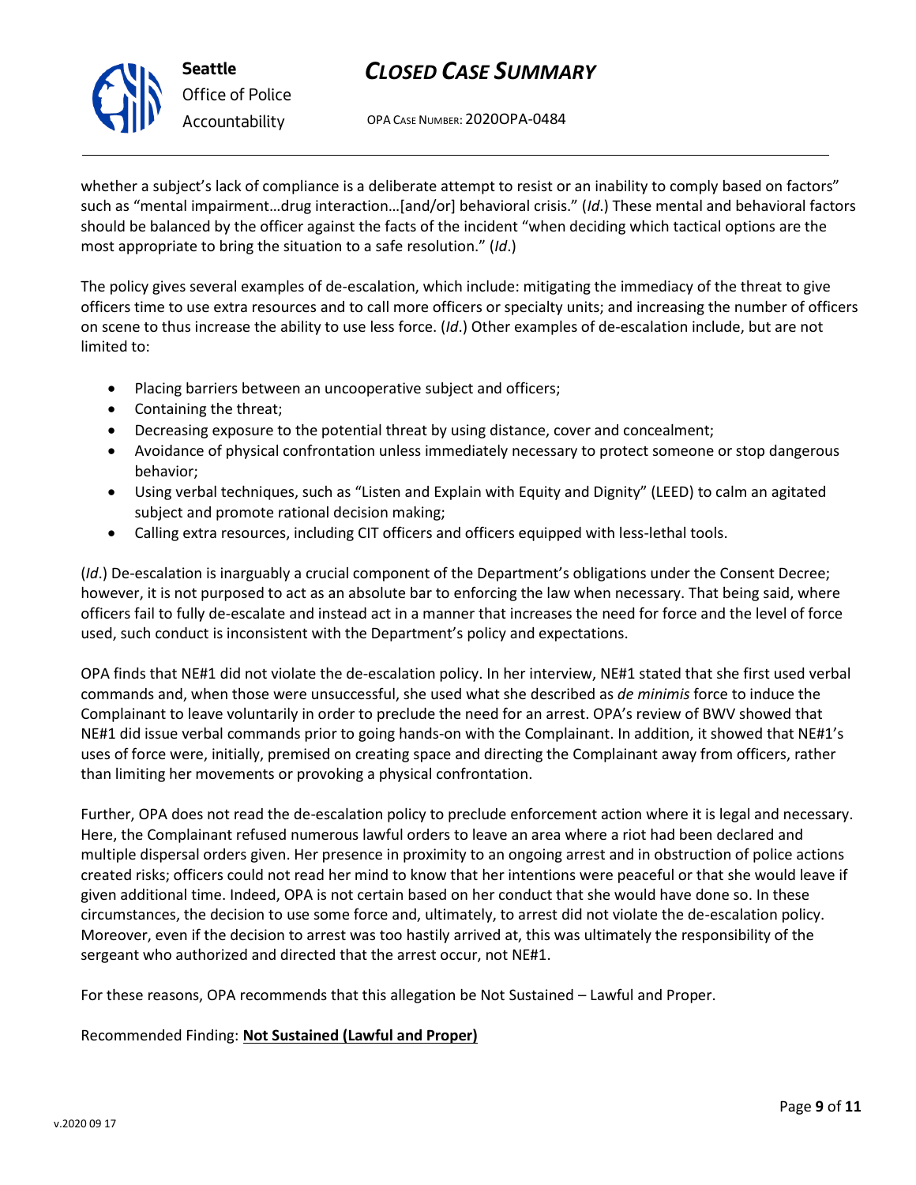whether a subject's lack of compliance is a deliberate attempt to resist or an inability to comply based on factors" such as "mental impairment…drug interaction…[and/or] behavioral crisis." (*Id*.) These mental and behavioral factors should be balanced by the officer against the facts of the incident "when deciding which tactical options are the most appropriate to bring the situation to a safe resolution." (*Id*.)

The policy gives several examples of de-escalation, which include: mitigating the immediacy of the threat to give officers time to use extra resources and to call more officers or specialty units; and increasing the number of officers on scene to thus increase the ability to use less force. (*Id*.) Other examples of de-escalation include, but are not limited to:

- Placing barriers between an uncooperative subject and officers;
- Containing the threat;
- Decreasing exposure to the potential threat by using distance, cover and concealment;
- Avoidance of physical confrontation unless immediately necessary to protect someone or stop dangerous behavior;
- Using verbal techniques, such as "Listen and Explain with Equity and Dignity" (LEED) to calm an agitated subject and promote rational decision making;
- Calling extra resources, including CIT officers and officers equipped with less-lethal tools.

(*Id*.) De-escalation is inarguably a crucial component of the Department's obligations under the Consent Decree; however, it is not purposed to act as an absolute bar to enforcing the law when necessary. That being said, where officers fail to fully de-escalate and instead act in a manner that increases the need for force and the level of force used, such conduct is inconsistent with the Department's policy and expectations.

OPA finds that NE#1 did not violate the de-escalation policy. In her interview, NE#1 stated that she first used verbal commands and, when those were unsuccessful, she used what she described as *de minimis* force to induce the Complainant to leave voluntarily in order to preclude the need for an arrest. OPA's review of BWV showed that NE#1 did issue verbal commands prior to going hands-on with the Complainant. In addition, it showed that NE#1's uses of force were, initially, premised on creating space and directing the Complainant away from officers, rather than limiting her movements or provoking a physical confrontation.

Further, OPA does not read the de-escalation policy to preclude enforcement action where it is legal and necessary. Here, the Complainant refused numerous lawful orders to leave an area where a riot had been declared and multiple dispersal orders given. Her presence in proximity to an ongoing arrest and in obstruction of police actions created risks; officers could not read her mind to know that her intentions were peaceful or that she would leave if given additional time. Indeed, OPA is not certain based on her conduct that she would have done so. In these circumstances, the decision to use some force and, ultimately, to arrest did not violate the de-escalation policy. Moreover, even if the decision to arrest was too hastily arrived at, this was ultimately the responsibility of the sergeant who authorized and directed that the arrest occur, not NE#1.

For these reasons, OPA recommends that this allegation be Not Sustained – Lawful and Proper.

Recommended Finding: **Not Sustained (Lawful and Proper)**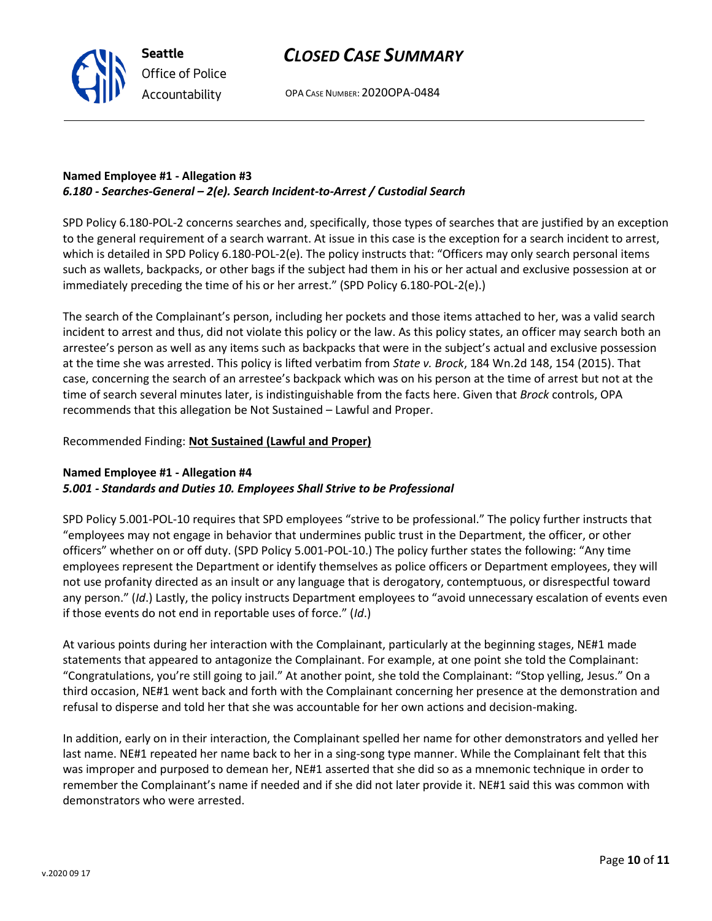**Named Employee #1 - Allegation #3**
***6.180 - Searches-General – 2(e). Search Incident-to-Arrest / Custodial Search***

SPD Policy 6.180-POL-2 concerns searches and, specifically, those types of searches that are justified by an exception to the general requirement of a search warrant. At issue in this case is the exception for a search incident to arrest, which is detailed in SPD Policy 6.180-POL-2(e). The policy instructs that: "Officers may only search personal items such as wallets, backpacks, or other bags if the subject had them in his or her actual and exclusive possession at or immediately preceding the time of his or her arrest." (SPD Policy 6.180-POL-2(e).)

The search of the Complainant's person, including her pockets and those items attached to her, was a valid search incident to arrest and thus, did not violate this policy or the law. As this policy states, an officer may search both an arrestee's person as well as any items such as backpacks that were in the subject's actual and exclusive possession at the time she was arrested. This policy is lifted verbatim from *State v. Brock*, 184 Wn.2d 148, 154 (2015). That case, concerning the search of an arrestee's backpack which was on his person at the time of arrest but not at the time of search several minutes later, is indistinguishable from the facts here. Given that *Brock* controls, OPA recommends that this allegation be Not Sustained – Lawful and Proper.

Recommended Finding: **Not Sustained (Lawful and Proper)**

**Named Employee #1 - Allegation #4**
***5.001 - Standards and Duties 10. Employees Shall Strive to be Professional***

SPD Policy 5.001-POL-10 requires that SPD employees "strive to be professional." The policy further instructs that "employees may not engage in behavior that undermines public trust in the Department, the officer, or other officers" whether on or off duty. (SPD Policy 5.001-POL-10.) The policy further states the following: "Any time employees represent the Department or identify themselves as police officers or Department employees, they will not use profanity directed as an insult or any language that is derogatory, contemptuous, or disrespectful toward any person." (*Id*.) Lastly, the policy instructs Department employees to "avoid unnecessary escalation of events even if those events do not end in reportable uses of force." (*Id*.)

At various points during her interaction with the Complainant, particularly at the beginning stages, NE#1 made statements that appeared to antagonize the Complainant. For example, at one point she told the Complainant: "Congratulations, you're still going to jail." At another point, she told the Complainant: "Stop yelling, Jesus." On a third occasion, NE#1 went back and forth with the Complainant concerning her presence at the demonstration and refusal to disperse and told her that she was accountable for her own actions and decision-making.

In addition, early on in their interaction, the Complainant spelled her name for other demonstrators and yelled her last name. NE#1 repeated her name back to her in a sing-song type manner. While the Complainant felt that this was improper and purposed to demean her, NE#1 asserted that she did so as a mnemonic technique in order to remember the Complainant's name if needed and if she did not later provide it. NE#1 said this was common with demonstrators who were arrested.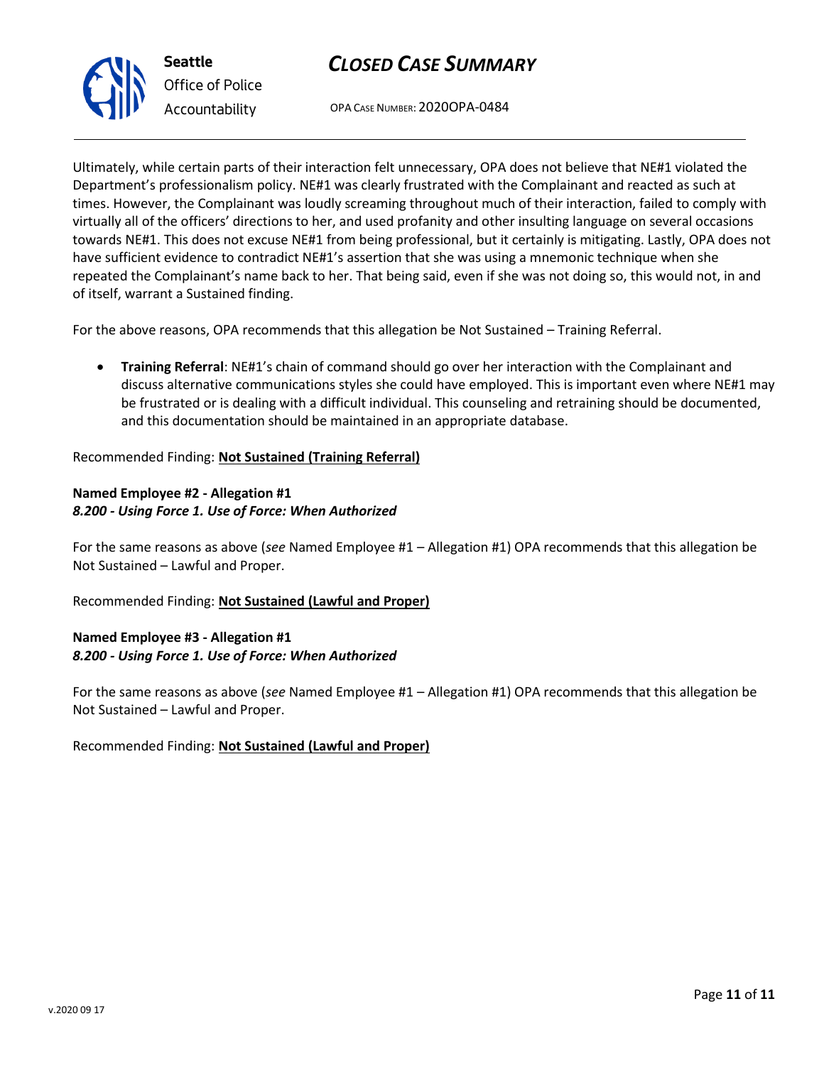Ultimately, while certain parts of their interaction felt unnecessary, OPA does not believe that NE#1 violated the Department's professionalism policy. NE#1 was clearly frustrated with the Complainant and reacted as such at times. However, the Complainant was loudly screaming throughout much of their interaction, failed to comply with virtually all of the officers' directions to her, and used profanity and other insulting language on several occasions towards NE#1. This does not excuse NE#1 from being professional, but it certainly is mitigating. Lastly, OPA does not have sufficient evidence to contradict NE#1's assertion that she was using a mnemonic technique when she repeated the Complainant's name back to her. That being said, even if she was not doing so, this would not, in and of itself, warrant a Sustained finding.

For the above reasons, OPA recommends that this allegation be Not Sustained – Training Referral.

- **Training Referral**: NE#1's chain of command should go over her interaction with the Complainant and discuss alternative communications styles she could have employed. This is important even where NE#1 may be frustrated or is dealing with a difficult individual. This counseling and retraining should be documented, and this documentation should be maintained in an appropriate database.

Recommended Finding: **Not Sustained (Training Referral)**

**Named Employee #2 - Allegation #1**
***8.200 - Using Force 1. Use of Force: When Authorized***

For the same reasons as above (*see* Named Employee #1 – Allegation #1) OPA recommends that this allegation be Not Sustained – Lawful and Proper.

Recommended Finding: **Not Sustained (Lawful and Proper)**

**Named Employee #3 - Allegation #1**
***8.200 - Using Force 1. Use of Force: When Authorized***

For the same reasons as above (*see* Named Employee #1 – Allegation #1) OPA recommends that this allegation be Not Sustained – Lawful and Proper.

Recommended Finding: **Not Sustained (Lawful and Proper)**